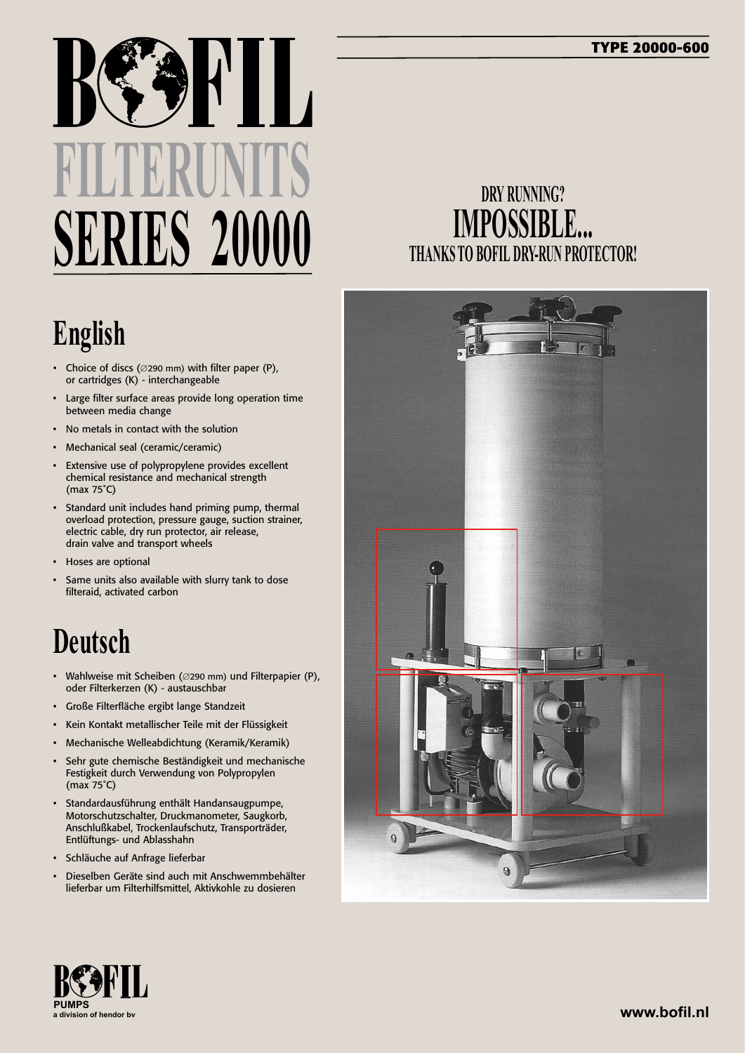# BOFIL FILTERUNITS SERIES 20000

**TYPE 20000-600**

## DRY RUNNING? IMPOSSIBLE... THANKS TO BOFIL DRY-RUN PROTECTOR!

## English

- Choice of discs (∅290 mm) with filter paper (P), or cartridges (K) - interchangeable
- Large filter surface areas provide long operation time between media change
- No metals in contact with the solution
- Mechanical seal (ceramic/ceramic)
- Extensive use of polypropylene provides excellent chemical resistance and mechanical strength (max 75˚C)
- Standard unit includes hand priming pump, thermal overload protection, pressure gauge, suction strainer, electric cable, dry run protector, air release, drain valve and transport wheels
- Hoses are optional
- Same units also available with slurry tank to dose filteraid, activated carbon

## Deutsch

- Wahlweise mit Scheiben (∅290 mm) und Filterpapier (P), oder Filterkerzen (K) - austauschbar
- Große Filterfläche ergibt lange Standzeit
- Kein Kontakt metallischer Teile mit der Flüssigkeit
- Mechanische Welleabdichtung (Keramik/Keramik)
- Sehr gute chemische Beständigkeit und mechanische Festigkeit durch Verwendung von Polypropylen (max 75˚C)
- Standardausführung enthält Handansaugpumpe, Motorschutzschalter, Druckmanometer, Saugkorb, Anschlußkabel, Trockenlaufschutz, Transporträder, Entlüftungs- und Ablasshahn
- Schläuche auf Anfrage lieferbar
- Dieselben Geräte sind auch mit Anschwemmbehälter lieferbar um Filterhilfsmittel, Aktivkohle zu dosieren

BOFIL PUMPS
a division of hendor bv

www.bofil.nl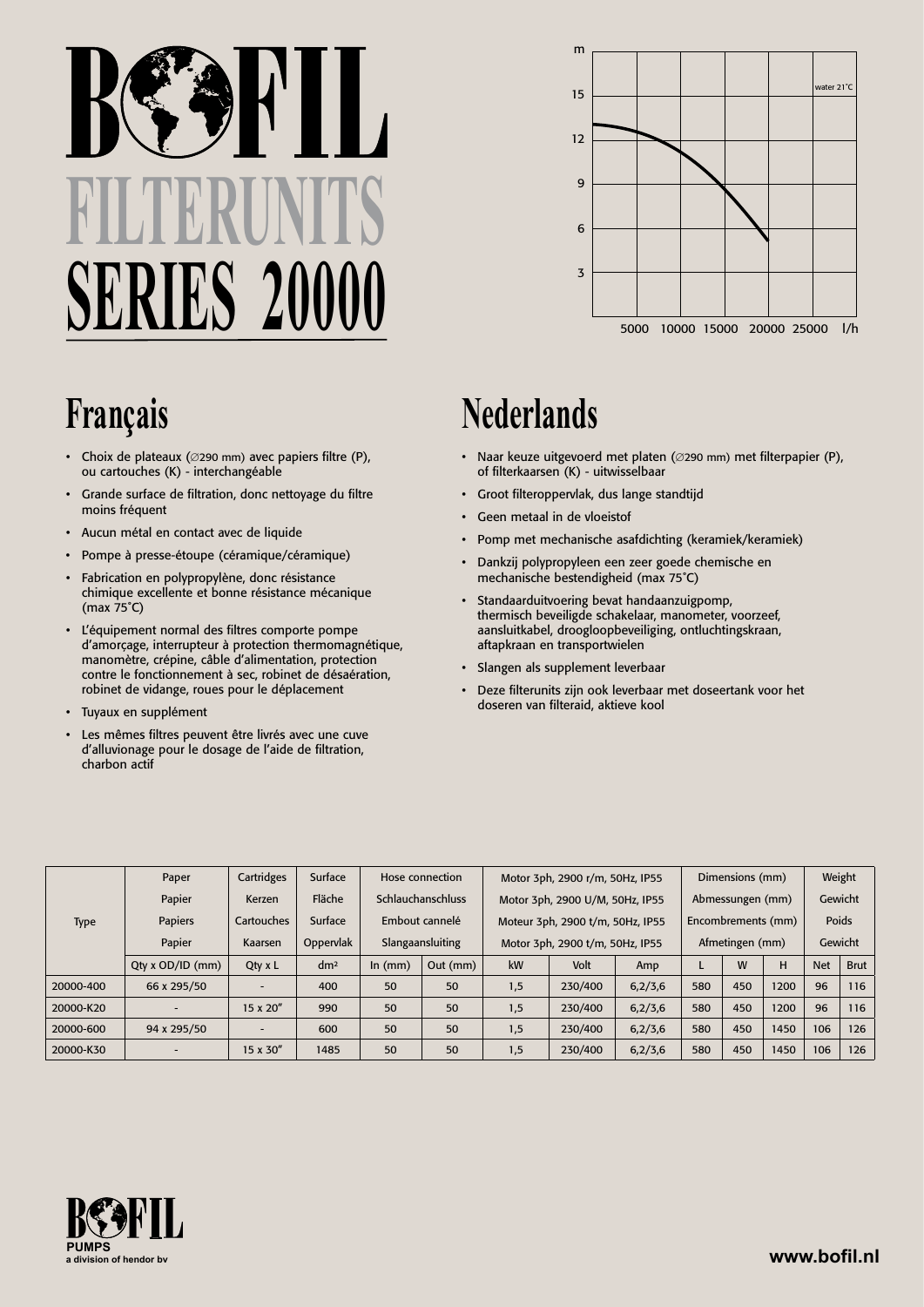# BOFIL FILTERUNITS SERIES 20000

m

15

12

9

6

3

5000 10000 15000 20000 25000 l/h

water 21˚C

## Français

- Choix de plateaux (∅290 mm) avec papiers filtre (P), ou cartouches (K) - interchangéable
- Grande surface de filtration, donc nettoyage du filtre moins fréquent
- Aucun métal en contact avec de liquide
- Pompe à presse-étoupe (céramique/céramique)
- Fabrication en polypropylène, donc résistance chimique excellente et bonne résistance mécanique (max 75˚C)
- L'équipement normal des filtres comporte pompe d'amorçage, interrupteur à protection thermomagnétique, manomètre, crépine, câble d'alimentation, protection contre le fonctionnement à sec, robinet de désaération, robinet de vidange, roues pour le déplacement
- Tuyaux en supplément
- Les mêmes filtres peuvent être livrés avec une cuve d'alluvionage pour le dosage de l'aide de filtration, charbon actif

## Nederlands

- Naar keuze uitgevoerd met platen (∅290 mm) met filterpapier (P), of filterkaarsen (K) - uitwisselbaar
- Groot filteroppervlak, dus lange standtijd
- Geen metaal in de vloeistof
- Pomp met mechanische asafdichting (keramiek/keramiek)
- Dankzij polypropyleen een zeer goede chemische en mechanische bestendigheid (max 75˚C)
- Standaarduitvoering bevat handaanzuigpomp, thermisch beveiligde schakelaar, manometer, voorzeef, aansluitkabel, droogloopbeveiliging, ontluchtingskraan, aftapkraan en transportwielen
- Slangen als supplement leverbaar
- Deze filterunits zijn ook leverbaar met doseertank voor het doseren van filteraid, aktieve kool

| Type | Paper / Papier / Papiers / Papier | Cartridges / Kerzen / Cartouches / Kaarsen | Surface / Fläche / Surface / Oppervlak | Hose connection / Schlauchanschluss / Embout cannelé / Slangaansluiting | | Motor 3ph, 2900 r/m, 50Hz, IP55 / Motor 3ph, 2900 U/M, 50Hz, IP55 / Moteur 3ph, 2900 t/m, 50Hz, IP55 / Motor 3ph, 2900 t/m, 50Hz, IP55 | | | Dimensions (mm) / Abmessungen (mm) / Encombrements (mm) / Afmetingen (mm) | | | Weight / Gewicht / Poids / Gewicht | |
|---|---|---|---|---|---|---|---|---|---|---|---|---|---|
| | Qty x OD/ID (mm) | Qty x L | dm² | In (mm) | Out (mm) | kW | Volt | Amp | L | W | H | Net | Brut |
| 20000-400 | 66 x 295/50 | - | 400 | 50 | 50 | 1,5 | 230/400 | 6,2/3,6 | 580 | 450 | 1200 | 96 | 116 |
| 20000-K20 | - | 15 x 20" | 990 | 50 | 50 | 1,5 | 230/400 | 6,2/3,6 | 580 | 450 | 1200 | 96 | 116 |
| 20000-600 | 94 x 295/50 | - | 600 | 50 | 50 | 1,5 | 230/400 | 6,2/3,6 | 580 | 450 | 1450 | 106 | 126 |
| 20000-K30 | - | 15 x 30" | 1485 | 50 | 50 | 1,5 | 230/400 | 6,2/3,6 | 580 | 450 | 1450 | 106 | 126 |

BOFIL PUMPS
a division of hendor bv

www.bofil.nl